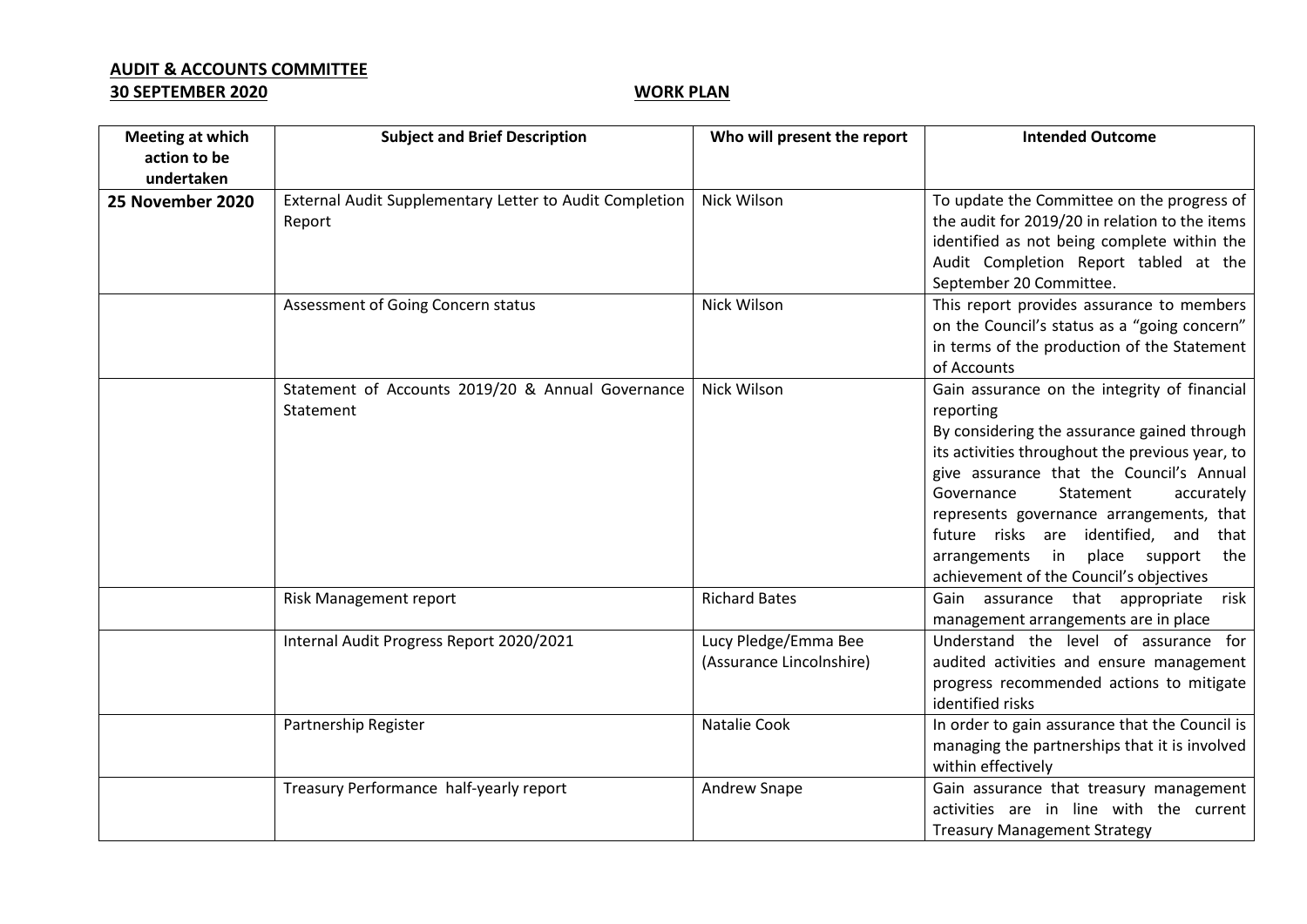**AUDIT & ACCOUNTS COMMITTEE**
**30 SEPTEMBER 2020** **WORK PLAN**

| Meeting at which action to be undertaken | Subject and Brief Description | Who will present the report | Intended Outcome |
|---|---|---|---|
| **25 November 2020** | External Audit Supplementary Letter to Audit Completion Report | Nick Wilson | To update the Committee on the progress of the audit for 2019/20 in relation to the items identified as not being complete within the Audit Completion Report tabled at the September 20 Committee. |
| | Assessment of Going Concern status | Nick Wilson | This report provides assurance to members on the Council's status as a "going concern" in terms of the production of the Statement of Accounts |
| | Statement of Accounts 2019/20 & Annual Governance Statement | Nick Wilson | Gain assurance on the integrity of financial reporting<br>By considering the assurance gained through its activities throughout the previous year, to give assurance that the Council's Annual Governance Statement accurately represents governance arrangements, that future risks are identified, and that arrangements in place support the achievement of the Council's objectives |
| | Risk Management report | Richard Bates | Gain assurance that appropriate risk management arrangements are in place |
| | Internal Audit Progress Report 2020/2021 | Lucy Pledge/Emma Bee (Assurance Lincolnshire) | Understand the level of assurance for audited activities and ensure management progress recommended actions to mitigate identified risks |
| | Partnership Register | Natalie Cook | In order to gain assurance that the Council is managing the partnerships that it is involved within effectively |
| | Treasury Performance half-yearly report | Andrew Snape | Gain assurance that treasury management activities are in line with the current Treasury Management Strategy |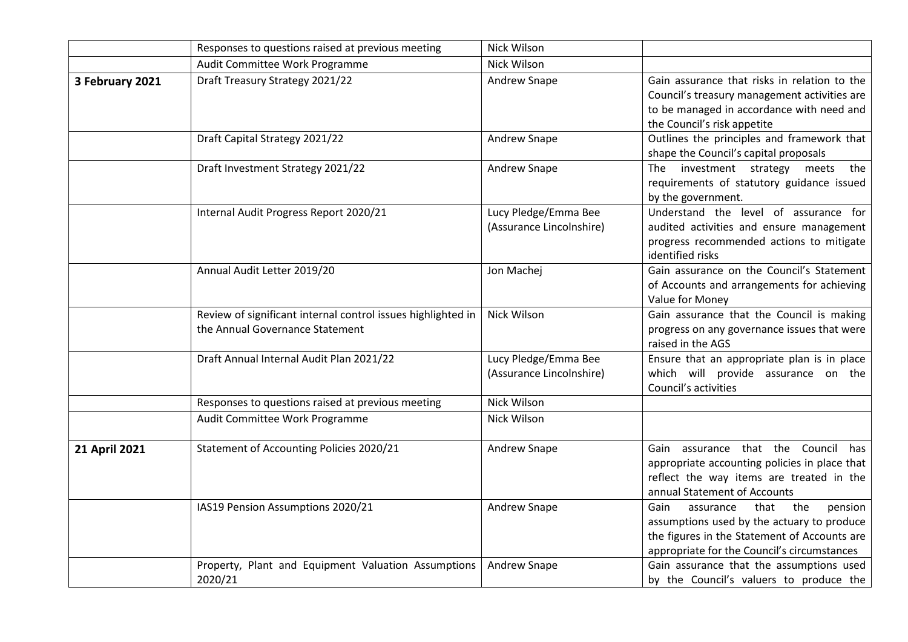| | | | |
|---|---|---|---|
| | Responses to questions raised at previous meeting | Nick Wilson | |
| | Audit Committee Work Programme | Nick Wilson | |
| **3 February 2021** | Draft Treasury Strategy 2021/22 | Andrew Snape | Gain assurance that risks in relation to the Council's treasury management activities are to be managed in accordance with need and the Council's risk appetite |
| | Draft Capital Strategy 2021/22 | Andrew Snape | Outlines the principles and framework that shape the Council's capital proposals |
| | Draft Investment Strategy 2021/22 | Andrew Snape | The investment strategy meets the requirements of statutory guidance issued by the government. |
| | Internal Audit Progress Report 2020/21 | Lucy Pledge/Emma Bee (Assurance Lincolnshire) | Understand the level of assurance for audited activities and ensure management progress recommended actions to mitigate identified risks |
| | Annual Audit Letter 2019/20 | Jon Machej | Gain assurance on the Council's Statement of Accounts and arrangements for achieving Value for Money |
| | Review of significant internal control issues highlighted in the Annual Governance Statement | Nick Wilson | Gain assurance that the Council is making progress on any governance issues that were raised in the AGS |
| | Draft Annual Internal Audit Plan 2021/22 | Lucy Pledge/Emma Bee (Assurance Lincolnshire) | Ensure that an appropriate plan is in place which will provide assurance on the Council's activities |
| | Responses to questions raised at previous meeting | Nick Wilson | |
| | Audit Committee Work Programme | Nick Wilson | |
| **21 April 2021** | Statement of Accounting Policies 2020/21 | Andrew Snape | Gain assurance that the Council has appropriate accounting policies in place that reflect the way items are treated in the annual Statement of Accounts |
| | IAS19 Pension Assumptions 2020/21 | Andrew Snape | Gain assurance that the pension assumptions used by the actuary to produce the figures in the Statement of Accounts are appropriate for the Council's circumstances |
| | Property, Plant and Equipment Valuation Assumptions 2020/21 | Andrew Snape | Gain assurance that the assumptions used by the Council's valuers to produce the |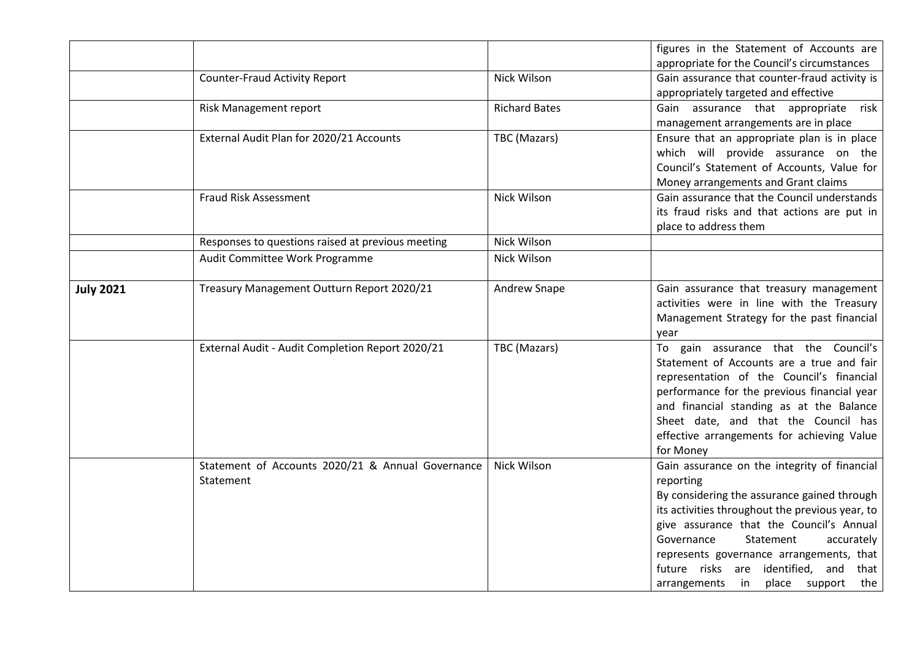| | | | |
|---|---|---|---|
| | | | figures in the Statement of Accounts are appropriate for the Council's circumstances |
| | Counter-Fraud Activity Report | Nick Wilson | Gain assurance that counter-fraud activity is appropriately targeted and effective |
| | Risk Management report | Richard Bates | Gain assurance that appropriate risk management arrangements are in place |
| | External Audit Plan for 2020/21 Accounts | TBC (Mazars) | Ensure that an appropriate plan is in place which will provide assurance on the Council's Statement of Accounts, Value for Money arrangements and Grant claims |
| | Fraud Risk Assessment | Nick Wilson | Gain assurance that the Council understands its fraud risks and that actions are put in place to address them |
| | Responses to questions raised at previous meeting | Nick Wilson | |
| | Audit Committee Work Programme | Nick Wilson | |
| **July 2021** | Treasury Management Outturn Report 2020/21 | Andrew Snape | Gain assurance that treasury management activities were in line with the Treasury Management Strategy for the past financial year |
| | External Audit - Audit Completion Report 2020/21 | TBC (Mazars) | To gain assurance that the Council's Statement of Accounts are a true and fair representation of the Council's financial performance for the previous financial year and financial standing as at the Balance Sheet date, and that the Council has effective arrangements for achieving Value for Money |
| | Statement of Accounts 2020/21 & Annual Governance Statement | Nick Wilson | Gain assurance on the integrity of financial reporting<br>By considering the assurance gained through its activities throughout the previous year, to give assurance that the Council's Annual Governance Statement accurately represents governance arrangements, that future risks are identified, and that arrangements in place support the |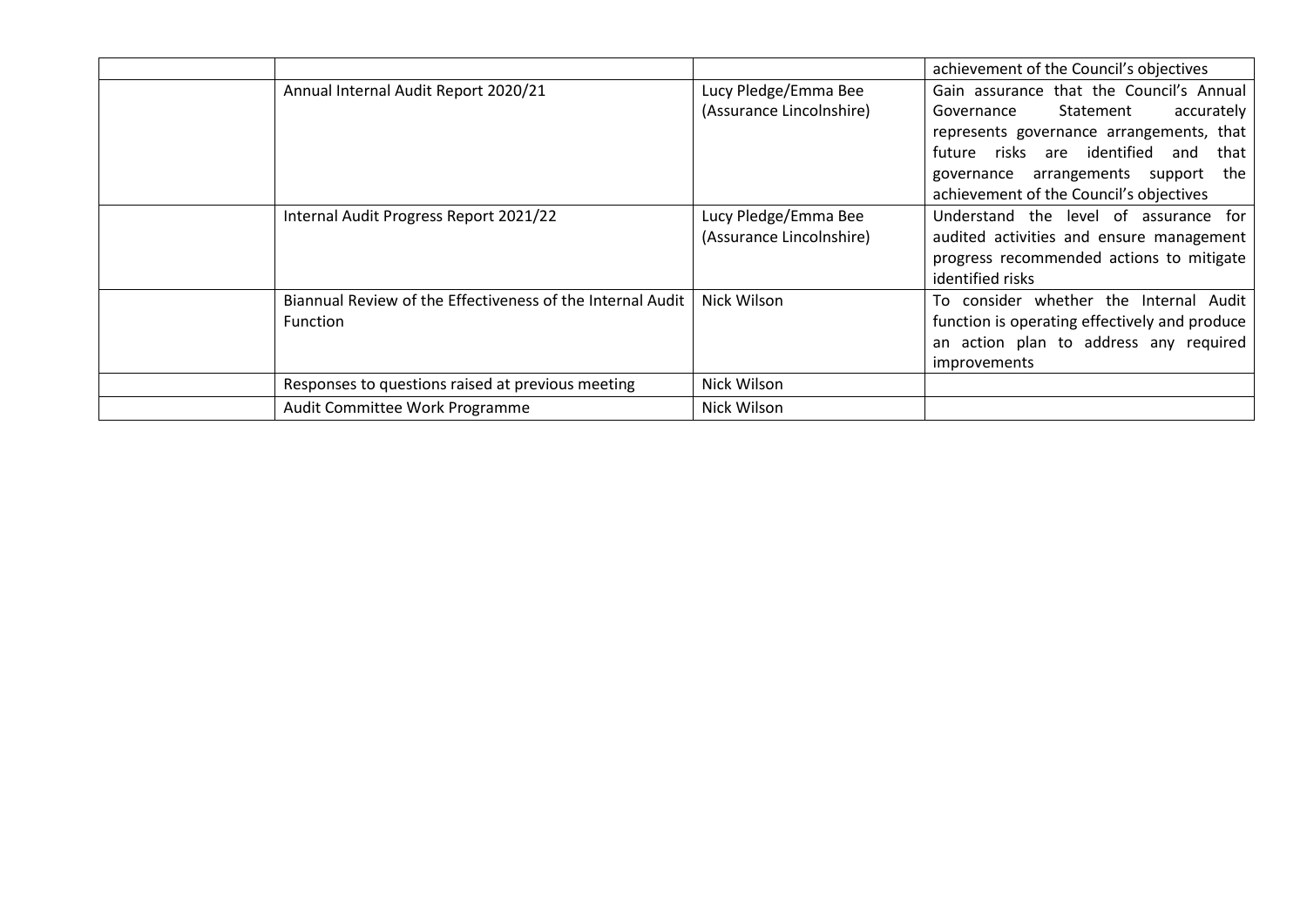| | | | |
|---|---|---|---|
| | | | achievement of the Council's objectives |
| | Annual Internal Audit Report 2020/21 | Lucy Pledge/Emma Bee (Assurance Lincolnshire) | Gain assurance that the Council's Annual Governance Statement accurately represents governance arrangements, that future risks are identified and that governance arrangements support the achievement of the Council's objectives |
| | Internal Audit Progress Report 2021/22 | Lucy Pledge/Emma Bee (Assurance Lincolnshire) | Understand the level of assurance for audited activities and ensure management progress recommended actions to mitigate identified risks |
| | Biannual Review of the Effectiveness of the Internal Audit Function | Nick Wilson | To consider whether the Internal Audit function is operating effectively and produce an action plan to address any required improvements |
| | Responses to questions raised at previous meeting | Nick Wilson | |
| | Audit Committee Work Programme | Nick Wilson | |